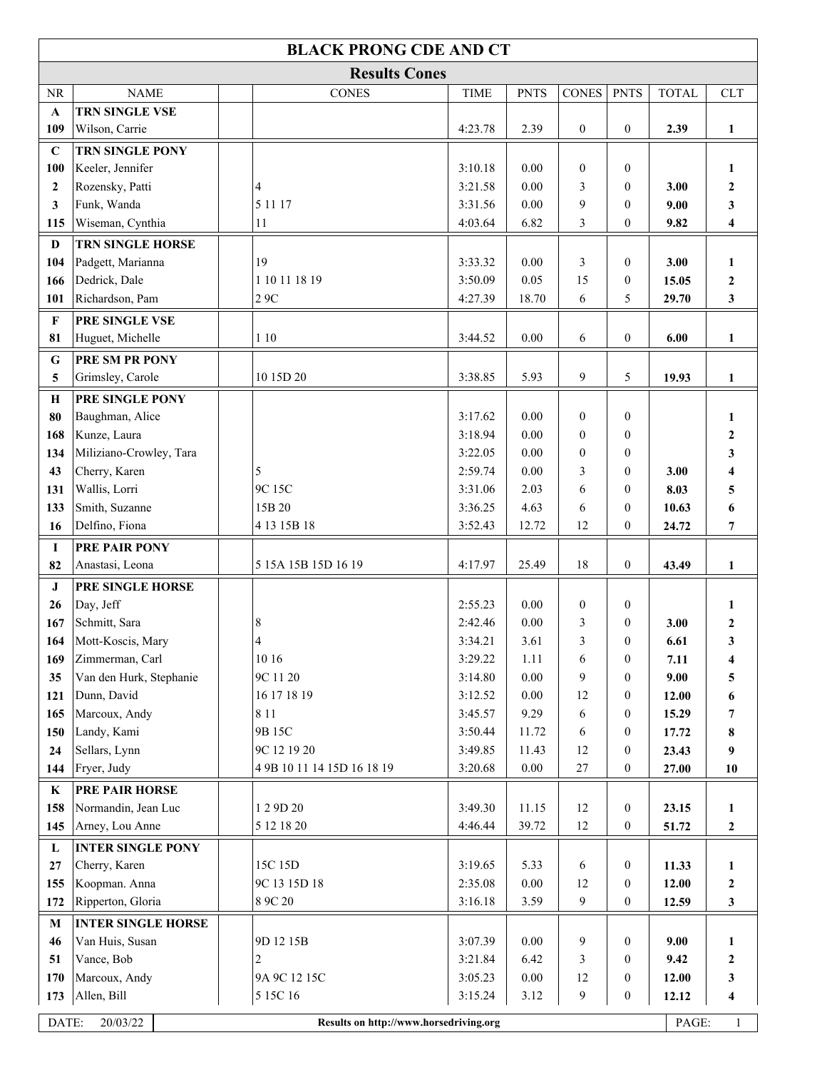# BLACK PRONG CDE AND CT

## Results Cones

| NR | NAME | CONES | TIME | PNTS | CONES | PNTS | TOTAL | CLT |
|---|---|---|---|---|---|---|---|---|
| **A** | **TRN SINGLE VSE** | | | | | | | |
| **109** | Wilson, Carrie | | 4:23.78 | 2.39 | 0 | 0 | **2.39** | **1** |
| **C** | **TRN SINGLE PONY** | | | | | | | |
| **100** | Keeler, Jennifer | | 3:10.18 | 0.00 | 0 | 0 | | **1** |
| **2** | Rozensky, Patti | 4 | 3:21.58 | 0.00 | 3 | 0 | **3.00** | **2** |
| **3** | Funk, Wanda | 5 11 17 | 3:31.56 | 0.00 | 9 | 0 | **9.00** | **3** |
| **115** | Wiseman, Cynthia | 11 | 4:03.64 | 6.82 | 3 | 0 | **9.82** | **4** |
| **D** | **TRN SINGLE HORSE** | | | | | | | |
| **104** | Padgett, Marianna | 19 | 3:33.32 | 0.00 | 3 | 0 | **3.00** | **1** |
| **166** | Dedrick, Dale | 1 10 11 18 19 | 3:50.09 | 0.05 | 15 | 0 | **15.05** | **2** |
| **101** | Richardson, Pam | 2 9C | 4:27.39 | 18.70 | 6 | 5 | **29.70** | **3** |
| **F** | **PRE SINGLE VSE** | | | | | | | |
| **81** | Huguet, Michelle | 1 10 | 3:44.52 | 0.00 | 6 | 0 | **6.00** | **1** |
| **G** | **PRE SM PR PONY** | | | | | | | |
| **5** | Grimsley, Carole | 10 15D 20 | 3:38.85 | 5.93 | 9 | 5 | **19.93** | **1** |
| **H** | **PRE SINGLE PONY** | | | | | | | |
| **80** | Baughman, Alice | | 3:17.62 | 0.00 | 0 | 0 | | **1** |
| **168** | Kunze, Laura | | 3:18.94 | 0.00 | 0 | 0 | | **2** |
| **134** | Miliziano-Crowley, Tara | | 3:22.05 | 0.00 | 0 | 0 | | **3** |
| **43** | Cherry, Karen | 5 | 2:59.74 | 0.00 | 3 | 0 | **3.00** | **4** |
| **131** | Wallis, Lorri | 9C 15C | 3:31.06 | 2.03 | 6 | 0 | **8.03** | **5** |
| **133** | Smith, Suzanne | 15B 20 | 3:36.25 | 4.63 | 6 | 0 | **10.63** | **6** |
| **16** | Delfino, Fiona | 4 13 15B 18 | 3:52.43 | 12.72 | 12 | 0 | **24.72** | **7** |
| **I** | **PRE PAIR PONY** | | | | | | | |
| **82** | Anastasi, Leona | 5 15A 15B 15D 16 19 | 4:17.97 | 25.49 | 18 | 0 | **43.49** | **1** |
| **J** | **PRE SINGLE HORSE** | | | | | | | |
| **26** | Day, Jeff | | 2:55.23 | 0.00 | 0 | 0 | | **1** |
| **167** | Schmitt, Sara | 8 | 2:42.46 | 0.00 | 3 | 0 | **3.00** | **2** |
| **164** | Mott-Koscis, Mary | 4 | 3:34.21 | 3.61 | 3 | 0 | **6.61** | **3** |
| **169** | Zimmerman, Carl | 10 16 | 3:29.22 | 1.11 | 6 | 0 | **7.11** | **4** |
| **35** | Van den Hurk, Stephanie | 9C 11 20 | 3:14.80 | 0.00 | 9 | 0 | **9.00** | **5** |
| **121** | Dunn, David | 16 17 18 19 | 3:12.52 | 0.00 | 12 | 0 | **12.00** | **6** |
| **165** | Marcoux, Andy | 8 11 | 3:45.57 | 9.29 | 6 | 0 | **15.29** | **7** |
| **150** | Landy, Kami | 9B 15C | 3:50.44 | 11.72 | 6 | 0 | **17.72** | **8** |
| **24** | Sellars, Lynn | 9C 12 19 20 | 3:49.85 | 11.43 | 12 | 0 | **23.43** | **9** |
| **144** | Fryer, Judy | 4 9B 10 11 14 15D 16 18 19 | 3:20.68 | 0.00 | 27 | 0 | **27.00** | **10** |
| **K** | **PRE PAIR HORSE** | | | | | | | |
| **158** | Normandin, Jean Luc | 1 2 9D 20 | 3:49.30 | 11.15 | 12 | 0 | **23.15** | **1** |
| **145** | Arney, Lou Anne | 5 12 18 20 | 4:46.44 | 39.72 | 12 | 0 | **51.72** | **2** |
| **L** | **INTER SINGLE PONY** | | | | | | | |
| **27** | Cherry, Karen | 15C 15D | 3:19.65 | 5.33 | 6 | 0 | **11.33** | **1** |
| **155** | Koopman. Anna | 9C 13 15D 18 | 2:35.08 | 0.00 | 12 | 0 | **12.00** | **2** |
| **172** | Ripperton, Gloria | 8 9C 20 | 3:16.18 | 3.59 | 9 | 0 | **12.59** | **3** |
| **M** | **INTER SINGLE HORSE** | | | | | | | |
| **46** | Van Huis, Susan | 9D 12 15B | 3:07.39 | 0.00 | 9 | 0 | **9.00** | **1** |
| **51** | Vance, Bob | 2 | 3:21.84 | 6.42 | 3 | 0 | **9.42** | **2** |
| **170** | Marcoux, Andy | 9A 9C 12 15C | 3:05.23 | 0.00 | 12 | 0 | **12.00** | **3** |
| **173** | Allen, Bill | 5 15C 16 | 3:15.24 | 3.12 | 9 | 0 | **12.12** | **4** |

DATE: 20/03/22 | **Results on http://www.horsedriving.org**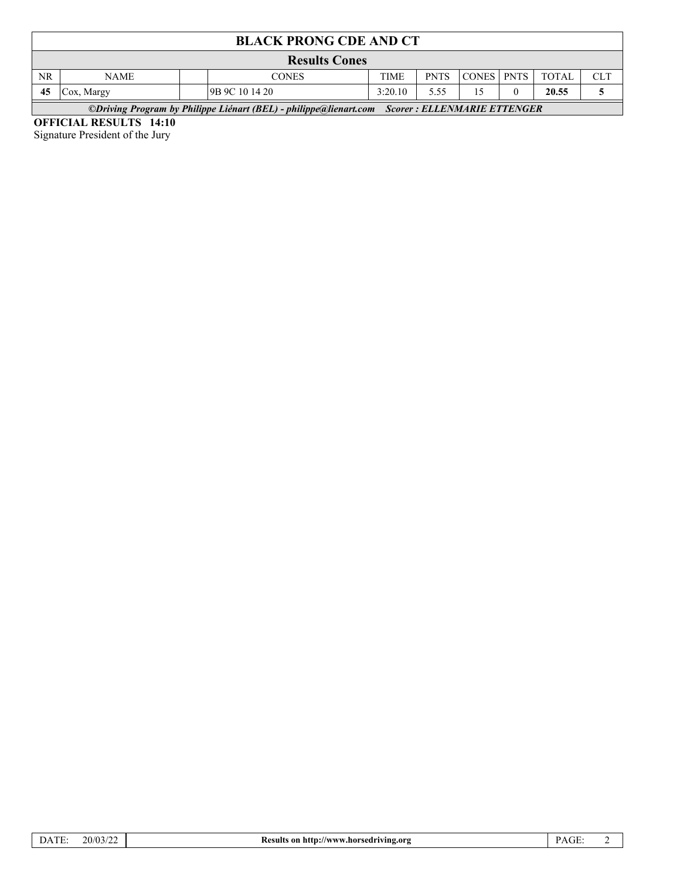# BLACK PRONG CDE AND CT

## Results Cones

| NR | NAME | | CONES | TIME | PNTS | CONES | PNTS | TOTAL | CLT |
|---|---|---|---|---|---|---|---|---|---|
| **45** | Cox, Margy | | 9B 9C 10 14 20 | 3:20.10 | 5.55 | 15 | 0 | **20.55** | **5** |

***©Driving Program by Philippe Liénart (BEL) - philippe@lienart.com   Scorer : ELLENMARIE ETTENGER***

**OFFICIAL RESULTS 14:10**

Signature President of the Jury

DATE: 20/03/22 | **Results on http://www.horsedriving.org**